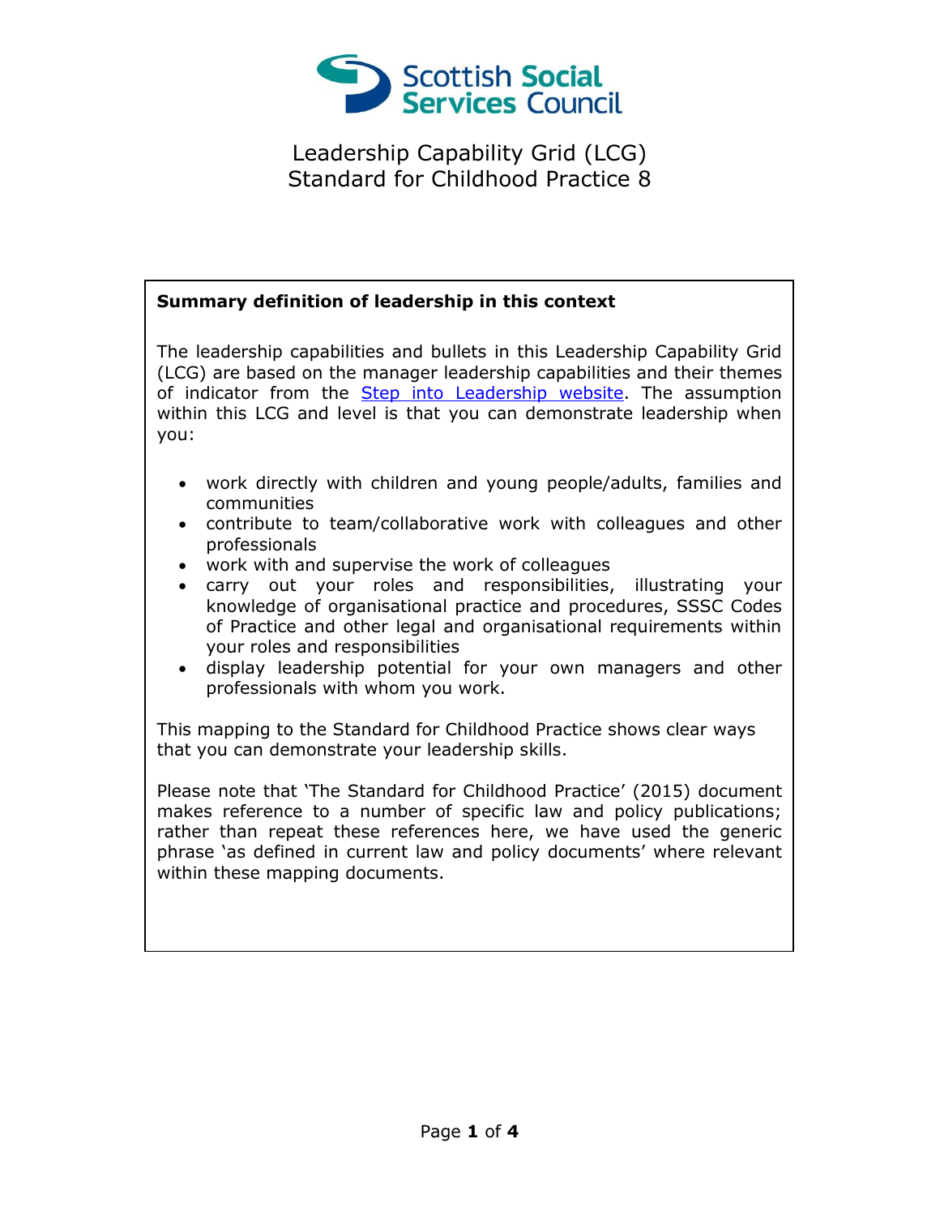Scottish Social Services Council

# Leadership Capability Grid (LCG)
# Standard for Childhood Practice 8

**Summary definition of leadership in this context**

The leadership capabilities and bullets in this Leadership Capability Grid (LCG) are based on the manager leadership capabilities and their themes of indicator from the [Step into Leadership website](). The assumption within this LCG and level is that you can demonstrate leadership when you:

- work directly with children and young people/adults, families and communities
- contribute to team/collaborative work with colleagues and other professionals
- work with and supervise the work of colleagues
- carry out your roles and responsibilities, illustrating your knowledge of organisational practice and procedures, SSSC Codes of Practice and other legal and organisational requirements within your roles and responsibilities
- display leadership potential for your own managers and other professionals with whom you work.

This mapping to the Standard for Childhood Practice shows clear ways that you can demonstrate your leadership skills.

Please note that 'The Standard for Childhood Practice' (2015) document makes reference to a number of specific law and policy publications; rather than repeat these references here, we have used the generic phrase 'as defined in current law and policy documents' where relevant within these mapping documents.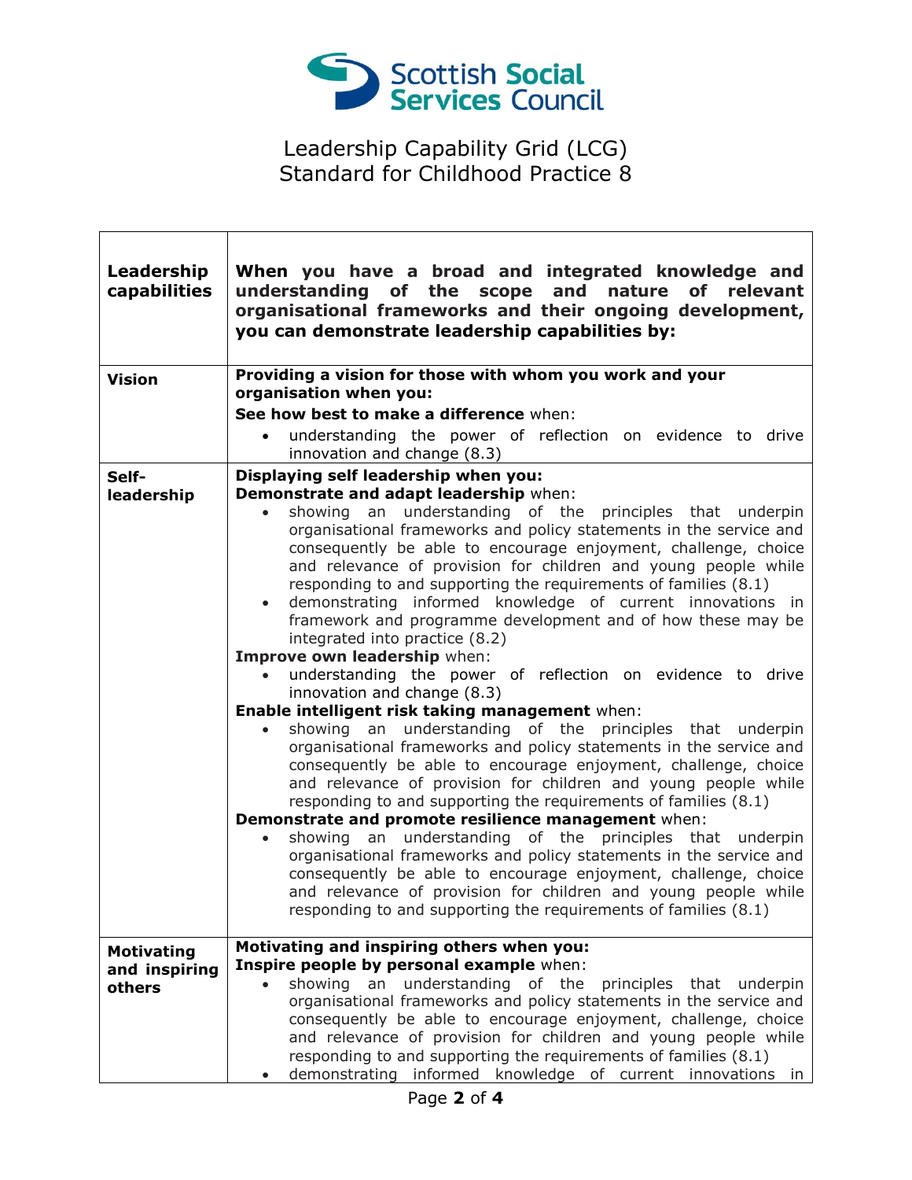Leadership Capability Grid (LCG)
Standard for Childhood Practice 8

| Leadership capabilities | When you have a broad and integrated knowledge and understanding of the scope and nature of relevant organisational frameworks and their ongoing development, you can demonstrate leadership capabilities by: |
|---|---|
| Vision | **Providing a vision for those with whom you work and your organisation when you:**<br>**See how best to make a difference** when:<br>• understanding the power of reflection on evidence to drive innovation and change (8.3) |
| Self-leadership | **Displaying self leadership when you:**<br>**Demonstrate and adapt leadership** when:<br>• showing an understanding of the principles that underpin organisational frameworks and policy statements in the service and consequently be able to encourage enjoyment, challenge, choice and relevance of provision for children and young people while responding to and supporting the requirements of families (8.1)<br>• demonstrating informed knowledge of current innovations in framework and programme development and of how these may be integrated into practice (8.2)<br>**Improve own leadership** when:<br>• understanding the power of reflection on evidence to drive innovation and change (8.3)<br>**Enable intelligent risk taking management** when:<br>• showing an understanding of the principles that underpin organisational frameworks and policy statements in the service and consequently be able to encourage enjoyment, challenge, choice and relevance of provision for children and young people while responding to and supporting the requirements of families (8.1)<br>**Demonstrate and promote resilience management** when:<br>• showing an understanding of the principles that underpin organisational frameworks and policy statements in the service and consequently be able to encourage enjoyment, challenge, choice and relevance of provision for children and young people while responding to and supporting the requirements of families (8.1) |
| Motivating and inspiring others | **Motivating and inspiring others when you:**<br>**Inspire people by personal example** when:<br>• showing an understanding of the principles that underpin organisational frameworks and policy statements in the service and consequently be able to encourage enjoyment, challenge, choice and relevance of provision for children and young people while responding to and supporting the requirements of families (8.1)<br>• demonstrating informed knowledge of current innovations in |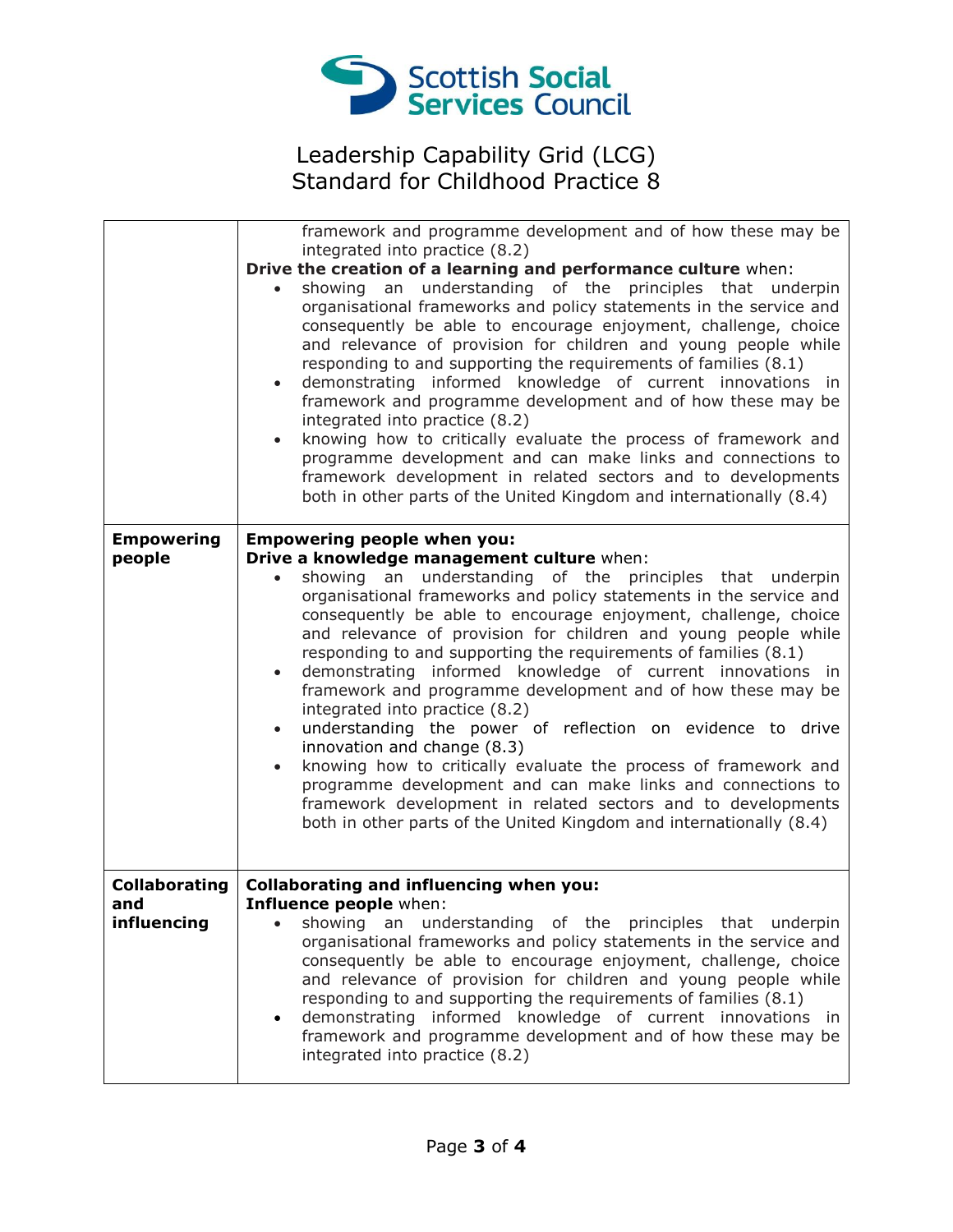# Leadership Capability Grid (LCG)
## Standard for Childhood Practice 8

| | |
|---|---|
| | framework and programme development and of how these may be integrated into practice (8.2)<br>**Drive the creation of a learning and performance culture** when:<br>• showing an understanding of the principles that underpin organisational frameworks and policy statements in the service and consequently be able to encourage enjoyment, challenge, choice and relevance of provision for children and young people while responding to and supporting the requirements of families (8.1)<br>• demonstrating informed knowledge of current innovations in framework and programme development and of how these may be integrated into practice (8.2)<br>• knowing how to critically evaluate the process of framework and programme development and can make links and connections to framework development in related sectors and to developments both in other parts of the United Kingdom and internationally (8.4) |
| **Empowering people** | **Empowering people when you:**<br>**Drive a knowledge management culture** when:<br>• showing an understanding of the principles that underpin organisational frameworks and policy statements in the service and consequently be able to encourage enjoyment, challenge, choice and relevance of provision for children and young people while responding to and supporting the requirements of families (8.1)<br>• demonstrating informed knowledge of current innovations in framework and programme development and of how these may be integrated into practice (8.2)<br>• understanding the power of reflection on evidence to drive innovation and change (8.3)<br>• knowing how to critically evaluate the process of framework and programme development and can make links and connections to framework development in related sectors and to developments both in other parts of the United Kingdom and internationally (8.4) |
| **Collaborating and influencing** | **Collaborating and influencing when you:**<br>**Influence people** when:<br>• showing an understanding of the principles that underpin organisational frameworks and policy statements in the service and consequently be able to encourage enjoyment, challenge, choice and relevance of provision for children and young people while responding to and supporting the requirements of families (8.1)<br>• demonstrating informed knowledge of current innovations in framework and programme development and of how these may be integrated into practice (8.2) |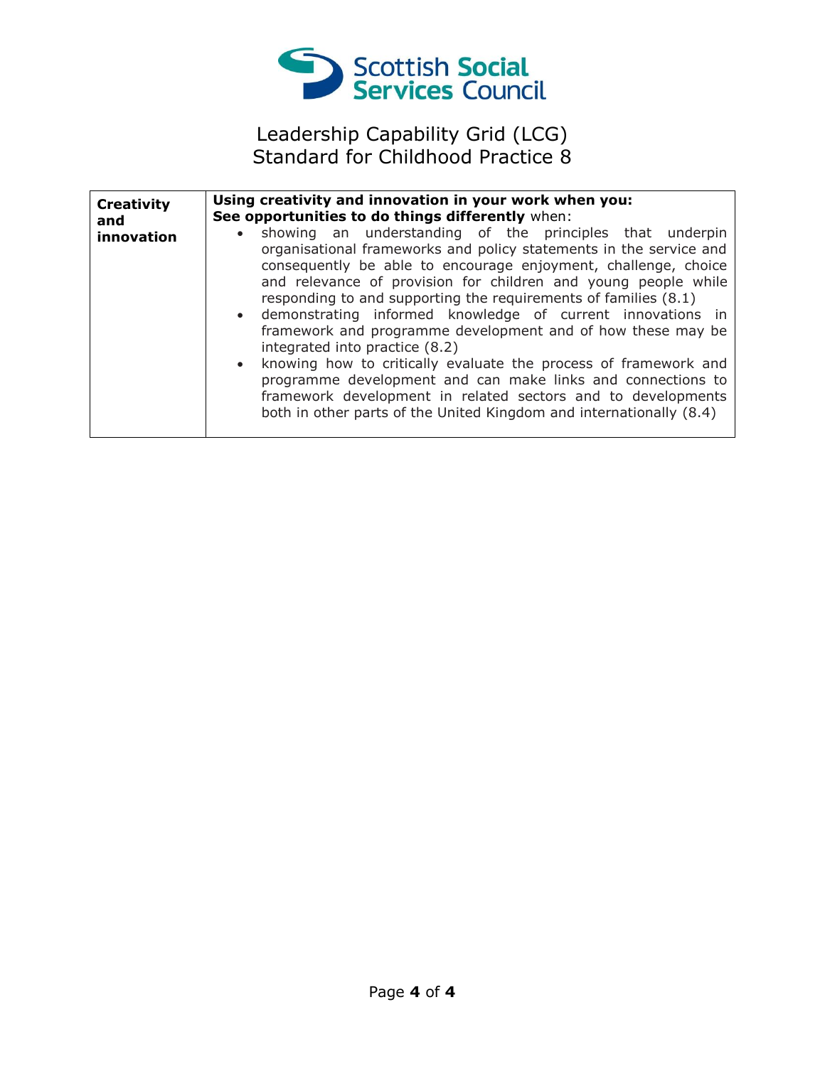Scottish Social Services Council

# Leadership Capability Grid (LCG)
# Standard for Childhood Practice 8

| | |
|---|---|
| **Creativity and innovation** | **Using creativity and innovation in your work when you:**<br>**See opportunities to do things differently** when:<br>• showing an understanding of the principles that underpin organisational frameworks and policy statements in the service and consequently be able to encourage enjoyment, challenge, choice and relevance of provision for children and young people while responding to and supporting the requirements of families (8.1)<br>• demonstrating informed knowledge of current innovations in framework and programme development and of how these may be integrated into practice (8.2)<br>• knowing how to critically evaluate the process of framework and programme development and can make links and connections to framework development in related sectors and to developments both in other parts of the United Kingdom and internationally (8.4) |